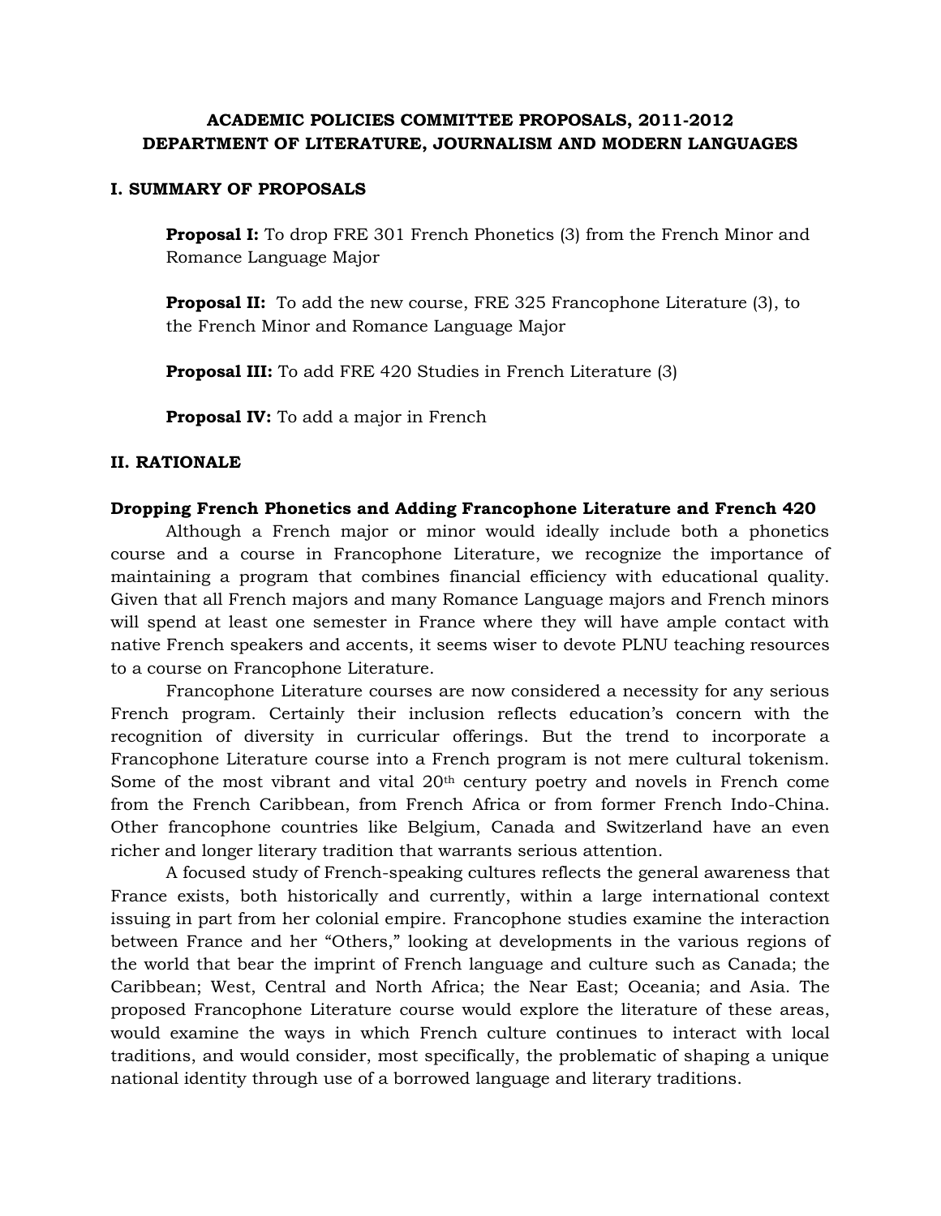# ACADEMIC POLICIES COMMITTEE PROPOSALS, 2011-2012
# DEPARTMENT OF LITERATURE, JOURNALISM AND MODERN LANGUAGES

## I. SUMMARY OF PROPOSALS

**Proposal I:** To drop FRE 301 French Phonetics (3) from the French Minor and Romance Language Major

**Proposal II:** To add the new course, FRE 325 Francophone Literature (3), to the French Minor and Romance Language Major

**Proposal III:** To add FRE 420 Studies in French Literature (3)

**Proposal IV:** To add a major in French

## II. RATIONALE

### Dropping French Phonetics and Adding Francophone Literature and French 420

Although a French major or minor would ideally include both a phonetics course and a course in Francophone Literature, we recognize the importance of maintaining a program that combines financial efficiency with educational quality. Given that all French majors and many Romance Language majors and French minors will spend at least one semester in France where they will have ample contact with native French speakers and accents, it seems wiser to devote PLNU teaching resources to a course on Francophone Literature.

Francophone Literature courses are now considered a necessity for any serious French program. Certainly their inclusion reflects education's concern with the recognition of diversity in curricular offerings. But the trend to incorporate a Francophone Literature course into a French program is not mere cultural tokenism. Some of the most vibrant and vital 20th century poetry and novels in French come from the French Caribbean, from French Africa or from former French Indo-China. Other francophone countries like Belgium, Canada and Switzerland have an even richer and longer literary tradition that warrants serious attention.

A focused study of French-speaking cultures reflects the general awareness that France exists, both historically and currently, within a large international context issuing in part from her colonial empire. Francophone studies examine the interaction between France and her "Others," looking at developments in the various regions of the world that bear the imprint of French language and culture such as Canada; the Caribbean; West, Central and North Africa; the Near East; Oceania; and Asia. The proposed Francophone Literature course would explore the literature of these areas, would examine the ways in which French culture continues to interact with local traditions, and would consider, most specifically, the problematic of shaping a unique national identity through use of a borrowed language and literary traditions.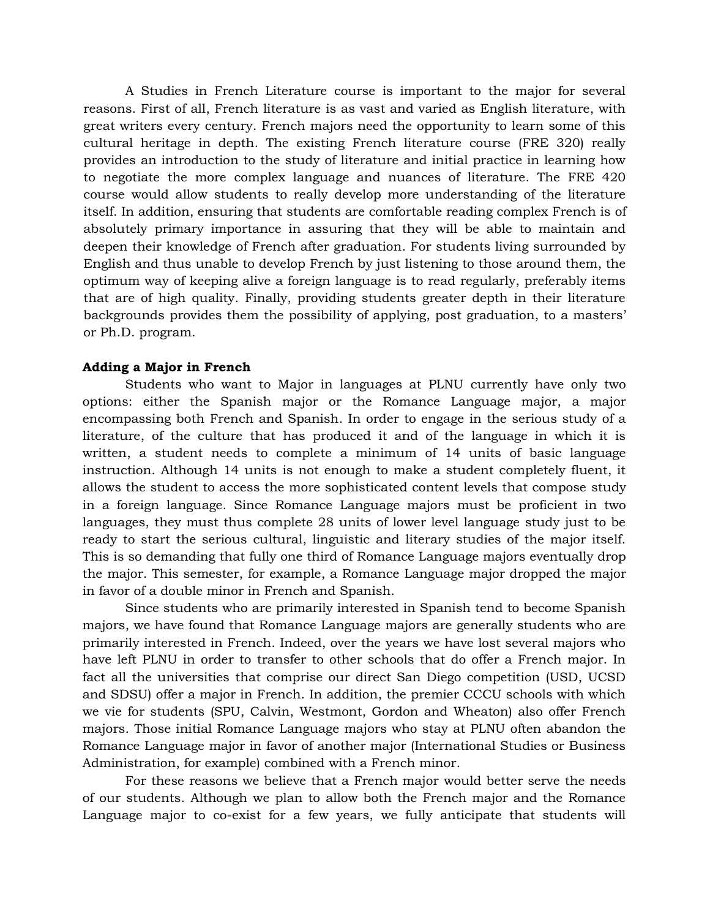A Studies in French Literature course is important to the major for several reasons. First of all, French literature is as vast and varied as English literature, with great writers every century. French majors need the opportunity to learn some of this cultural heritage in depth. The existing French literature course (FRE 320) really provides an introduction to the study of literature and initial practice in learning how to negotiate the more complex language and nuances of literature. The FRE 420 course would allow students to really develop more understanding of the literature itself. In addition, ensuring that students are comfortable reading complex French is of absolutely primary importance in assuring that they will be able to maintain and deepen their knowledge of French after graduation. For students living surrounded by English and thus unable to develop French by just listening to those around them, the optimum way of keeping alive a foreign language is to read regularly, preferably items that are of high quality. Finally, providing students greater depth in their literature backgrounds provides them the possibility of applying, post graduation, to a masters' or Ph.D. program.

**Adding a Major in French**

Students who want to Major in languages at PLNU currently have only two options: either the Spanish major or the Romance Language major, a major encompassing both French and Spanish. In order to engage in the serious study of a literature, of the culture that has produced it and of the language in which it is written, a student needs to complete a minimum of 14 units of basic language instruction. Although 14 units is not enough to make a student completely fluent, it allows the student to access the more sophisticated content levels that compose study in a foreign language. Since Romance Language majors must be proficient in two languages, they must thus complete 28 units of lower level language study just to be ready to start the serious cultural, linguistic and literary studies of the major itself. This is so demanding that fully one third of Romance Language majors eventually drop the major. This semester, for example, a Romance Language major dropped the major in favor of a double minor in French and Spanish.

Since students who are primarily interested in Spanish tend to become Spanish majors, we have found that Romance Language majors are generally students who are primarily interested in French. Indeed, over the years we have lost several majors who have left PLNU in order to transfer to other schools that do offer a French major. In fact all the universities that comprise our direct San Diego competition (USD, UCSD and SDSU) offer a major in French. In addition, the premier CCCU schools with which we vie for students (SPU, Calvin, Westmont, Gordon and Wheaton) also offer French majors. Those initial Romance Language majors who stay at PLNU often abandon the Romance Language major in favor of another major (International Studies or Business Administration, for example) combined with a French minor.

For these reasons we believe that a French major would better serve the needs of our students. Although we plan to allow both the French major and the Romance Language major to co-exist for a few years, we fully anticipate that students will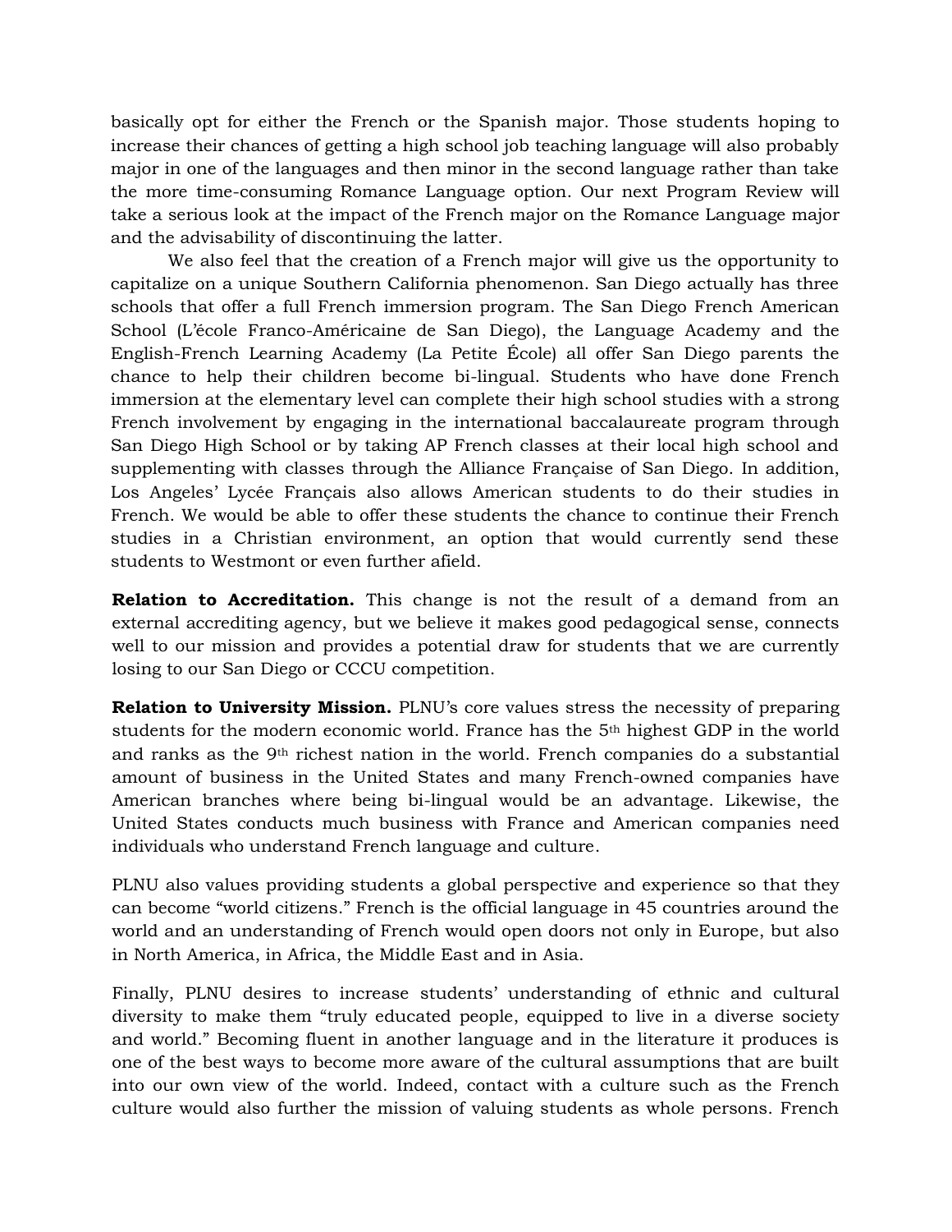basically opt for either the French or the Spanish major. Those students hoping to increase their chances of getting a high school job teaching language will also probably major in one of the languages and then minor in the second language rather than take the more time-consuming Romance Language option. Our next Program Review will take a serious look at the impact of the French major on the Romance Language major and the advisability of discontinuing the latter.

We also feel that the creation of a French major will give us the opportunity to capitalize on a unique Southern California phenomenon. San Diego actually has three schools that offer a full French immersion program. The San Diego French American School (L'école Franco-Américaine de San Diego), the Language Academy and the English-French Learning Academy (La Petite École) all offer San Diego parents the chance to help their children become bi-lingual. Students who have done French immersion at the elementary level can complete their high school studies with a strong French involvement by engaging in the international baccalaureate program through San Diego High School or by taking AP French classes at their local high school and supplementing with classes through the Alliance Française of San Diego. In addition, Los Angeles' Lycée Français also allows American students to do their studies in French. We would be able to offer these students the chance to continue their French studies in a Christian environment, an option that would currently send these students to Westmont or even further afield.

**Relation to Accreditation.** This change is not the result of a demand from an external accrediting agency, but we believe it makes good pedagogical sense, connects well to our mission and provides a potential draw for students that we are currently losing to our San Diego or CCCU competition.

**Relation to University Mission.** PLNU's core values stress the necessity of preparing students for the modern economic world. France has the 5th highest GDP in the world and ranks as the 9th richest nation in the world. French companies do a substantial amount of business in the United States and many French-owned companies have American branches where being bi-lingual would be an advantage. Likewise, the United States conducts much business with France and American companies need individuals who understand French language and culture.

PLNU also values providing students a global perspective and experience so that they can become "world citizens." French is the official language in 45 countries around the world and an understanding of French would open doors not only in Europe, but also in North America, in Africa, the Middle East and in Asia.

Finally, PLNU desires to increase students' understanding of ethnic and cultural diversity to make them "truly educated people, equipped to live in a diverse society and world." Becoming fluent in another language and in the literature it produces is one of the best ways to become more aware of the cultural assumptions that are built into our own view of the world. Indeed, contact with a culture such as the French culture would also further the mission of valuing students as whole persons. French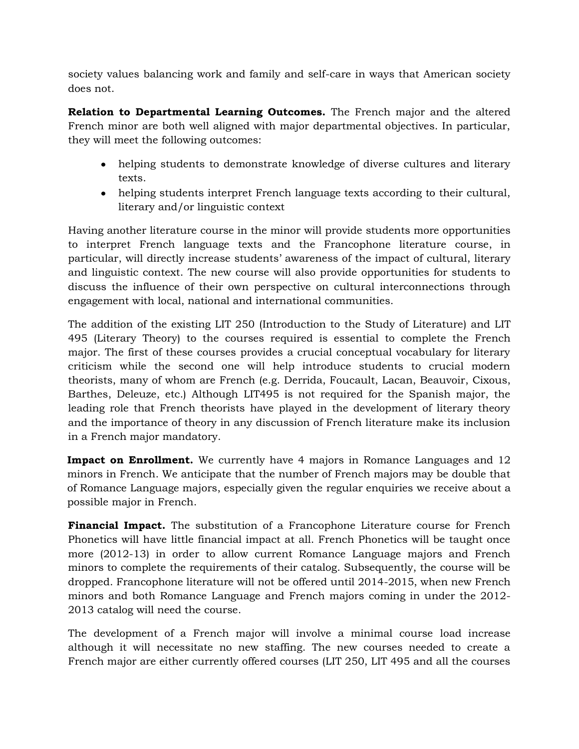society values balancing work and family and self-care in ways that American society does not.

**Relation to Departmental Learning Outcomes.** The French major and the altered French minor are both well aligned with major departmental objectives. In particular, they will meet the following outcomes:

- helping students to demonstrate knowledge of diverse cultures and literary texts.
- helping students interpret French language texts according to their cultural, literary and/or linguistic context

Having another literature course in the minor will provide students more opportunities to interpret French language texts and the Francophone literature course, in particular, will directly increase students' awareness of the impact of cultural, literary and linguistic context. The new course will also provide opportunities for students to discuss the influence of their own perspective on cultural interconnections through engagement with local, national and international communities.

The addition of the existing LIT 250 (Introduction to the Study of Literature) and LIT 495 (Literary Theory) to the courses required is essential to complete the French major. The first of these courses provides a crucial conceptual vocabulary for literary criticism while the second one will help introduce students to crucial modern theorists, many of whom are French (e.g. Derrida, Foucault, Lacan, Beauvoir, Cixous, Barthes, Deleuze, etc.) Although LIT495 is not required for the Spanish major, the leading role that French theorists have played in the development of literary theory and the importance of theory in any discussion of French literature make its inclusion in a French major mandatory.

**Impact on Enrollment.** We currently have 4 majors in Romance Languages and 12 minors in French. We anticipate that the number of French majors may be double that of Romance Language majors, especially given the regular enquiries we receive about a possible major in French.

**Financial Impact.** The substitution of a Francophone Literature course for French Phonetics will have little financial impact at all. French Phonetics will be taught once more (2012-13) in order to allow current Romance Language majors and French minors to complete the requirements of their catalog. Subsequently, the course will be dropped. Francophone literature will not be offered until 2014-2015, when new French minors and both Romance Language and French majors coming in under the 2012-2013 catalog will need the course.

The development of a French major will involve a minimal course load increase although it will necessitate no new staffing. The new courses needed to create a French major are either currently offered courses (LIT 250, LIT 495 and all the courses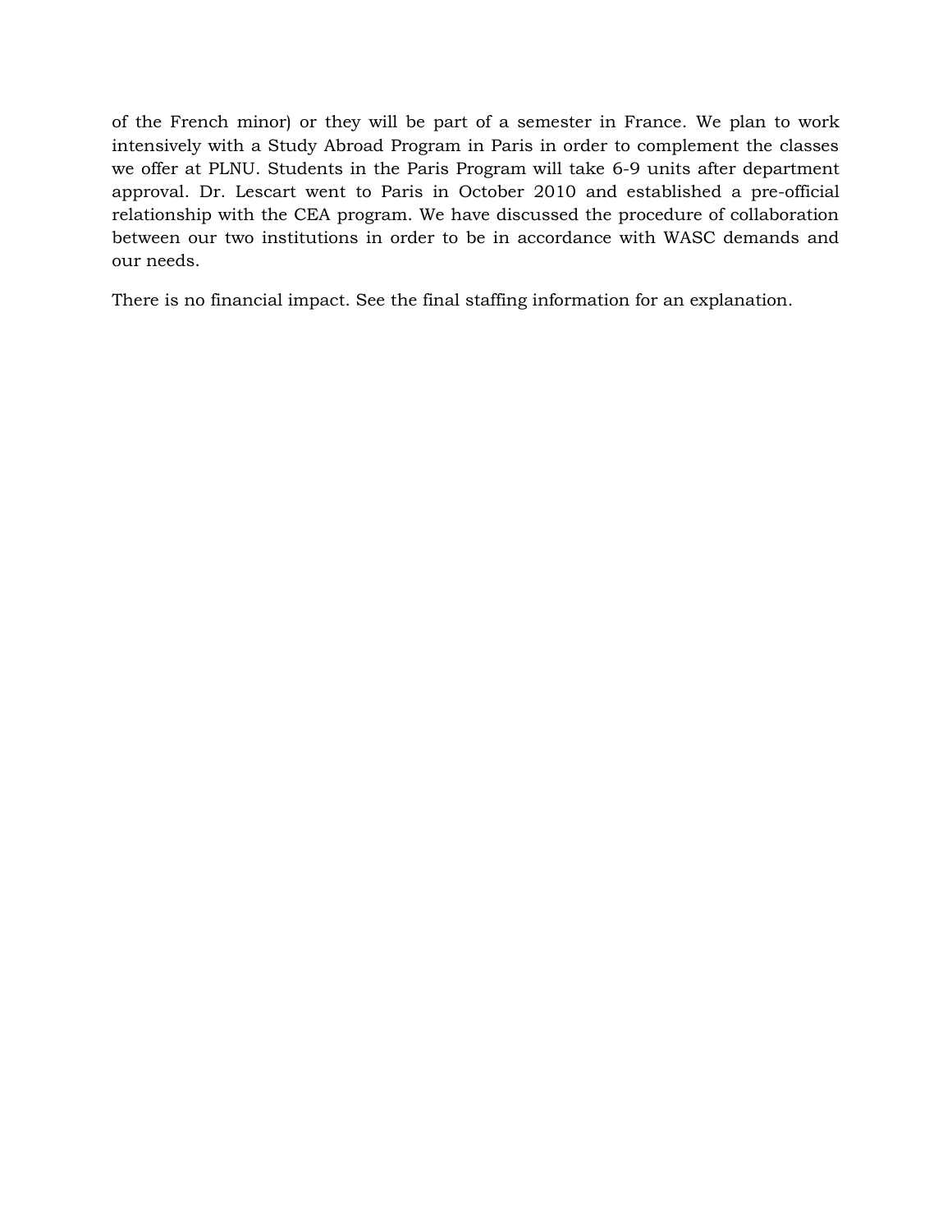of the French minor) or they will be part of a semester in France. We plan to work intensively with a Study Abroad Program in Paris in order to complement the classes we offer at PLNU. Students in the Paris Program will take 6-9 units after department approval. Dr. Lescart went to Paris in October 2010 and established a pre-official relationship with the CEA program. We have discussed the procedure of collaboration between our two institutions in order to be in accordance with WASC demands and our needs.

There is no financial impact. See the final staffing information for an explanation.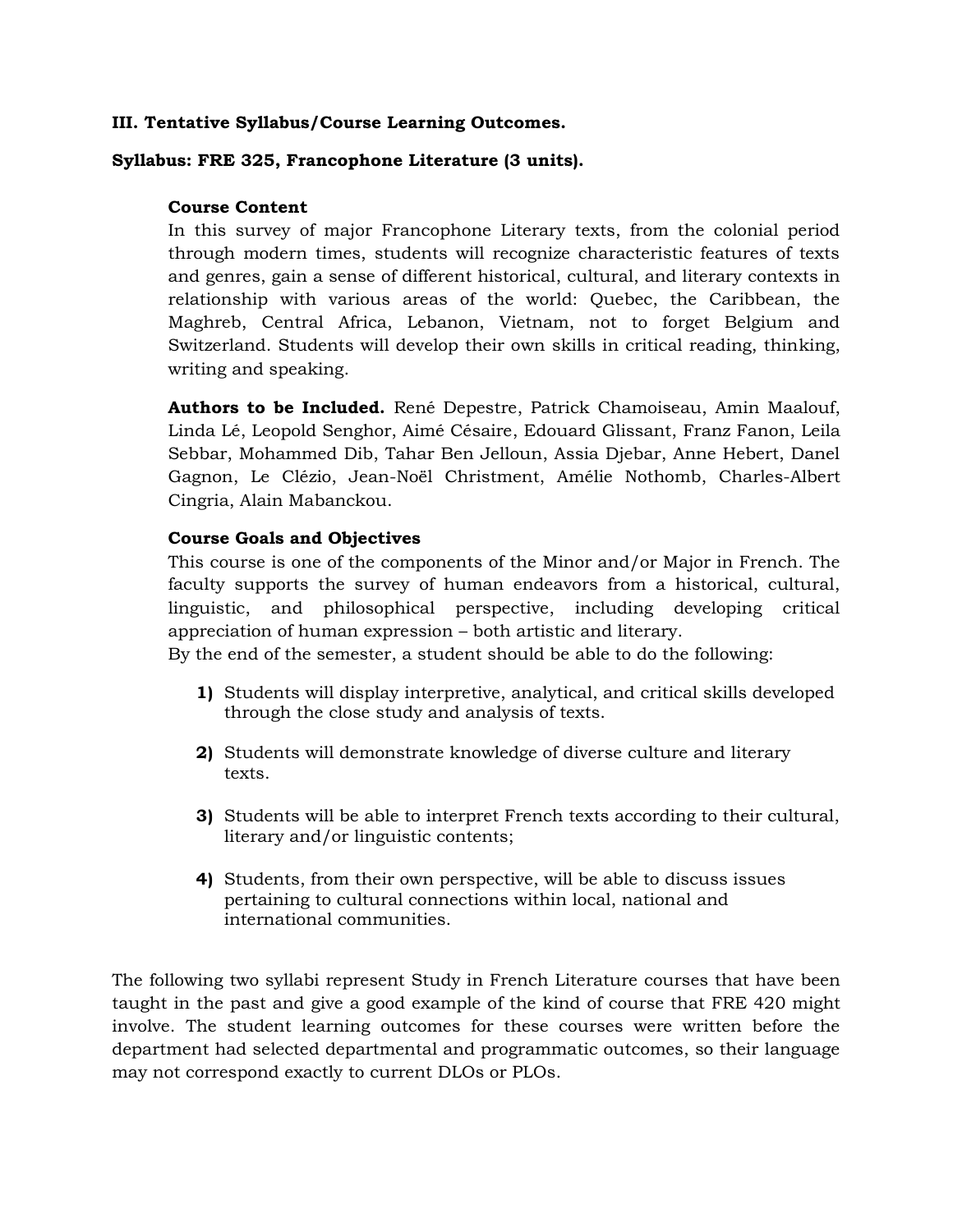**III. Tentative Syllabus/Course Learning Outcomes.**

**Syllabus: FRE 325, Francophone Literature (3 units).**

**Course Content**
In this survey of major Francophone Literary texts, from the colonial period through modern times, students will recognize characteristic features of texts and genres, gain a sense of different historical, cultural, and literary contexts in relationship with various areas of the world: Quebec, the Caribbean, the Maghreb, Central Africa, Lebanon, Vietnam, not to forget Belgium and Switzerland. Students will develop their own skills in critical reading, thinking, writing and speaking.

**Authors to be Included.** René Depestre, Patrick Chamoiseau, Amin Maalouf, Linda Lé, Leopold Senghor, Aimé Césaire, Edouard Glissant, Franz Fanon, Leila Sebbar, Mohammed Dib, Tahar Ben Jelloun, Assia Djebar, Anne Hebert, Danel Gagnon, Le Clézio, Jean-Noël Christment, Amélie Nothomb, Charles-Albert Cingria, Alain Mabanckou.

**Course Goals and Objectives**
This course is one of the components of the Minor and/or Major in French. The faculty supports the survey of human endeavors from a historical, cultural, linguistic, and philosophical perspective, including developing critical appreciation of human expression – both artistic and literary.
By the end of the semester, a student should be able to do the following:

1) Students will display interpretive, analytical, and critical skills developed through the close study and analysis of texts.

2) Students will demonstrate knowledge of diverse culture and literary texts.

3) Students will be able to interpret French texts according to their cultural, literary and/or linguistic contents;

4) Students, from their own perspective, will be able to discuss issues pertaining to cultural connections within local, national and international communities.

The following two syllabi represent Study in French Literature courses that have been taught in the past and give a good example of the kind of course that FRE 420 might involve. The student learning outcomes for these courses were written before the department had selected departmental and programmatic outcomes, so their language may not correspond exactly to current DLOs or PLOs.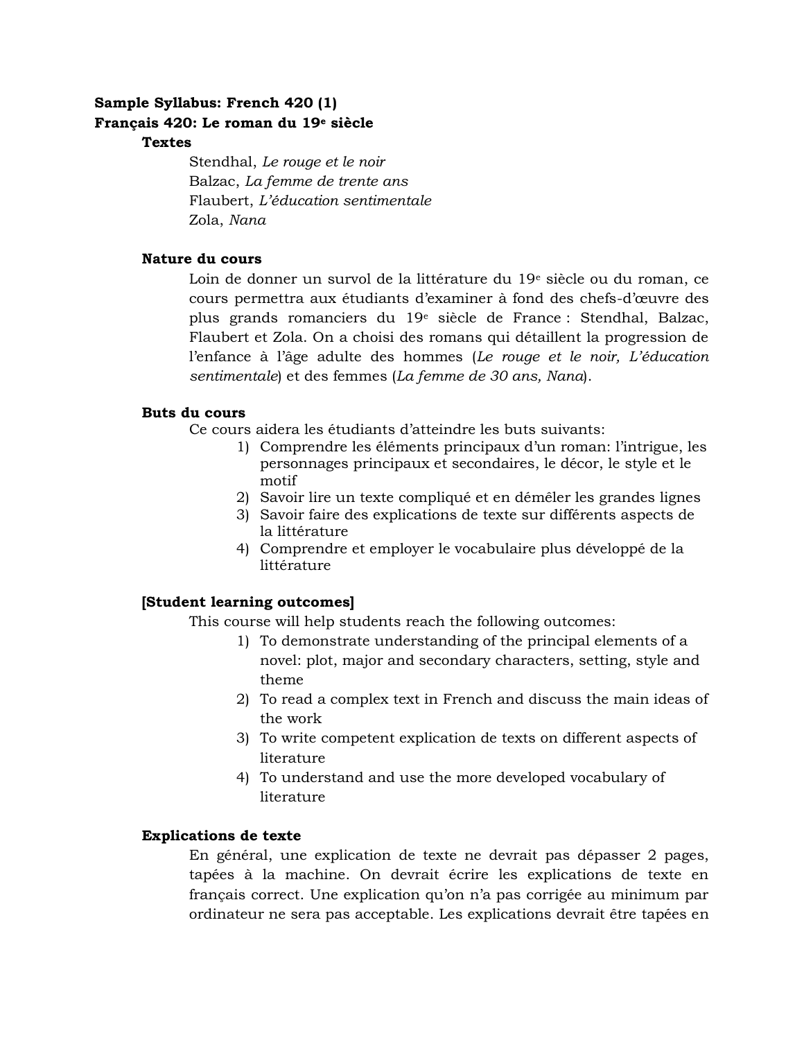**Sample Syllabus: French 420 (1)**
**Français 420: Le roman du 19e siècle**

**Textes**

Stendhal, *Le rouge et le noir*
Balzac, *La femme de trente ans*
Flaubert, *L'éducation sentimentale*
Zola, *Nana*

**Nature du cours**

Loin de donner un survol de la littérature du 19e siècle ou du roman, ce cours permettra aux étudiants d'examiner à fond des chefs-d'œuvre des plus grands romanciers du 19e siècle de France : Stendhal, Balzac, Flaubert et Zola. On a choisi des romans qui détaillent la progression de l'enfance à l'âge adulte des hommes (*Le rouge et le noir, L'éducation sentimentale*) et des femmes (*La femme de 30 ans, Nana*).

**Buts du cours**

Ce cours aidera les étudiants d'atteindre les buts suivants:

1) Comprendre les éléments principaux d'un roman: l'intrigue, les personnages principaux et secondaires, le décor, le style et le motif
2) Savoir lire un texte compliqué et en démêler les grandes lignes
3) Savoir faire des explications de texte sur différents aspects de la littérature
4) Comprendre et employer le vocabulaire plus développé de la littérature

**[Student learning outcomes]**

This course will help students reach the following outcomes:

1) To demonstrate understanding of the principal elements of a novel: plot, major and secondary characters, setting, style and theme
2) To read a complex text in French and discuss the main ideas of the work
3) To write competent explication de texts on different aspects of literature
4) To understand and use the more developed vocabulary of literature

**Explications de texte**

En général, une explication de texte ne devrait pas dépasser 2 pages, tapées à la machine. On devrait écrire les explications de texte en français correct. Une explication qu'on n'a pas corrigée au minimum par ordinateur ne sera pas acceptable. Les explications devrait être tapées en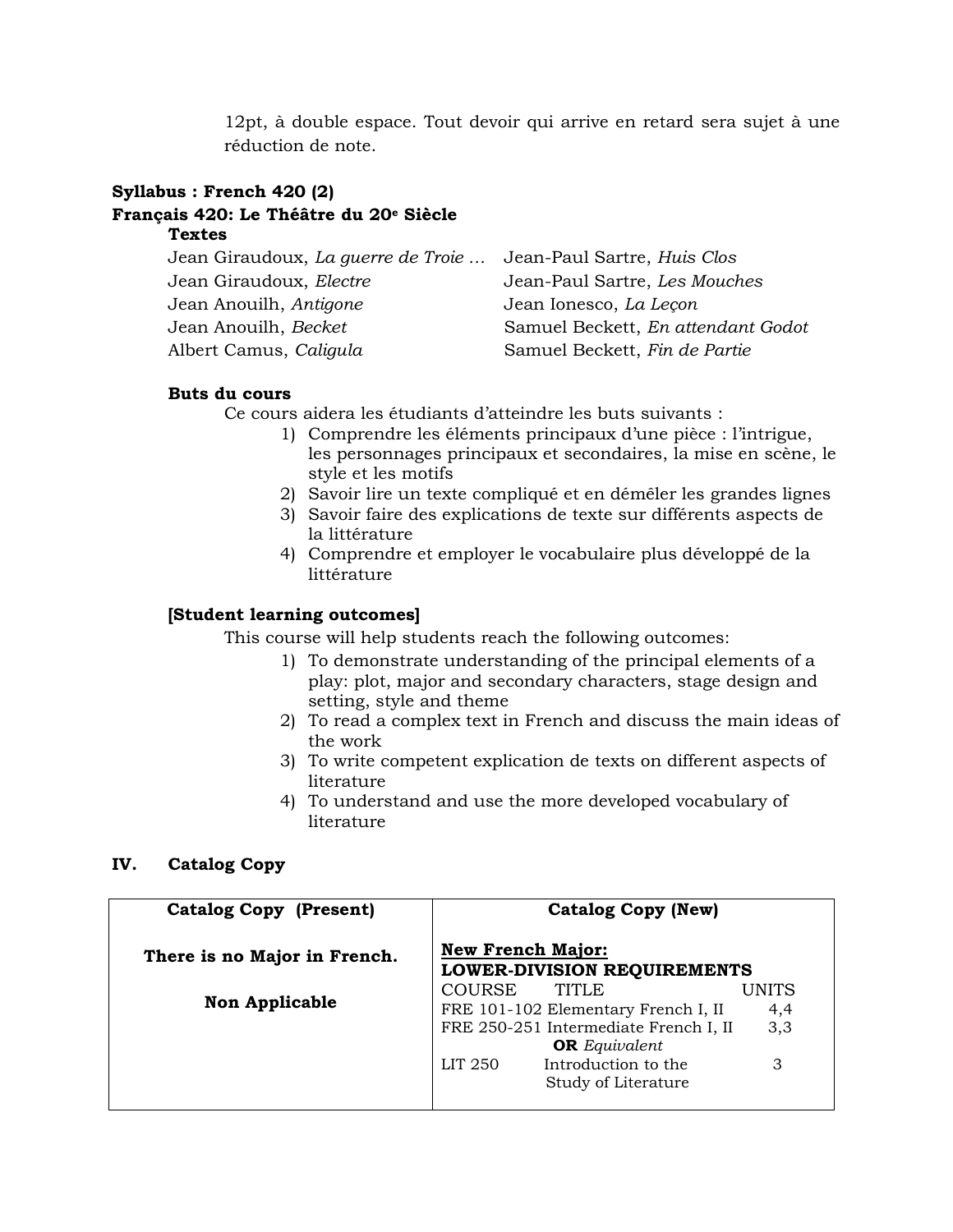12pt, à double espace. Tout devoir qui arrive en retard sera sujet à une réduction de note.

**Syllabus : French 420 (2)**
**Français 420: Le Théâtre du 20e Siècle**

**Textes**

Jean Giraudoux, *La guerre de Troie …*
Jean Giraudoux, *Electre*
Jean Anouilh, *Antigone*
Jean Anouilh, *Becket*
Albert Camus, *Caligula*
Jean-Paul Sartre, *Huis Clos*
Jean-Paul Sartre, *Les Mouches*
Jean Ionesco, *La Leçon*
Samuel Beckett, *En attendant Godot*
Samuel Beckett, *Fin de Partie*

**Buts du cours**

Ce cours aidera les étudiants d'atteindre les buts suivants :

1) Comprendre les éléments principaux d'une pièce : l'intrigue, les personnages principaux et secondaires, la mise en scène, le style et les motifs
2) Savoir lire un texte compliqué et en démêler les grandes lignes
3) Savoir faire des explications de texte sur différents aspects de la littérature
4) Comprendre et employer le vocabulaire plus développé de la littérature

**[Student learning outcomes]**

This course will help students reach the following outcomes:

1) To demonstrate understanding of the principal elements of a play: plot, major and secondary characters, stage design and setting, style and theme
2) To read a complex text in French and discuss the main ideas of the work
3) To write competent explication de texts on different aspects of literature
4) To understand and use the more developed vocabulary of literature

## IV. Catalog Copy

| Catalog Copy (Present) | Catalog Copy (New) |
|---|---|
| **There is no Major in French.**<br><br>**Non Applicable** | **New French Major:**<br>**LOWER-DIVISION REQUIREMENTS**<br>COURSE TITLE UNITS<br>FRE 101-102 Elementary French I, II 4,4<br>FRE 250-251 Intermediate French I, II 3,3<br>**OR** *Equivalent*<br>LIT 250 Introduction to the Study of Literature 3 |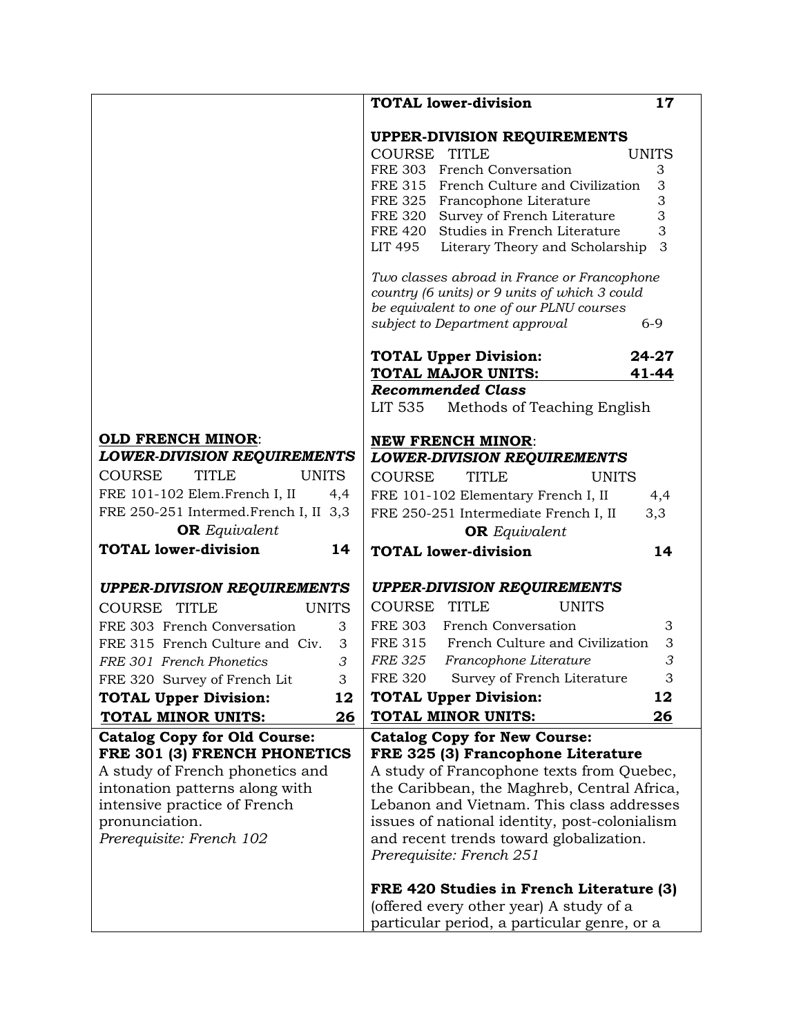**TOTAL lower-division** 17

**UPPER-DIVISION REQUIREMENTS**

| COURSE | TITLE | UNITS |
|---|---|---|
| FRE 303 | French Conversation | 3 |
| FRE 315 | French Culture and Civilization | 3 |
| FRE 325 | Francophone Literature | 3 |
| FRE 320 | Survey of French Literature | 3 |
| FRE 420 | Studies in French Literature | 3 |
| LIT 495 | Literary Theory and Scholarship | 3 |

*Two classes abroad in France or Francophone country (6 units) or 9 units of which 3 could be equivalent to one of our PLNU courses subject to Department approval* 6-9

**TOTAL Upper Division:** **24-27**

**TOTAL MAJOR UNITS:** **41-44**

***Recommended Class***

LIT 535 Methods of Teaching English

**OLD FRENCH MINOR**:

***LOWER-DIVISION REQUIREMENTS***

| COURSE | TITLE | UNITS |
|---|---|---|
| FRE 101-102 | Elem.French I, II | 4,4 |
| FRE 250-251 | Intermed.French I, II | 3,3 |
| | **OR** *Equivalent* | |
| **TOTAL lower-division** | | **14** |

***UPPER-DIVISION REQUIREMENTS***

| COURSE | TITLE | UNITS |
|---|---|---|
| FRE 303 | French Conversation | 3 |
| FRE 315 | French Culture and Civ. | 3 |
| *FRE 301* | *French Phonetics* | *3* |
| FRE 320 | Survey of French Lit | 3 |
| **TOTAL Upper Division:** | | **12** |
| **TOTAL MINOR UNITS:** | | **26** |

**NEW FRENCH MINOR**:

***LOWER-DIVISION REQUIREMENTS***

| COURSE | TITLE | UNITS |
|---|---|---|
| FRE 101-102 | Elementary French I, II | 4,4 |
| FRE 250-251 | Intermediate French I, II | 3,3 |
| | **OR** *Equivalent* | |
| **TOTAL lower-division** | | **14** |

***UPPER-DIVISION REQUIREMENTS***

| COURSE | TITLE | UNITS |
|---|---|---|
| FRE 303 | French Conversation | 3 |
| FRE 315 | French Culture and Civilization | 3 |
| *FRE 325* | *Francophone Literature* | *3* |
| FRE 320 | Survey of French Literature | 3 |
| **TOTAL Upper Division:** | | **12** |
| **TOTAL MINOR UNITS:** | | **26** |

**Catalog Copy for Old Course:**
**FRE 301 (3) FRENCH PHONETICS**

A study of French phonetics and intonation patterns along with intensive practice of French pronunciation.

*Prerequisite: French 102*

**Catalog Copy for New Course:**
**FRE 325 (3) Francophone Literature**

A study of Francophone texts from Quebec, the Caribbean, the Maghreb, Central Africa, Lebanon and Vietnam. This class addresses issues of national identity, post-colonialism and recent trends toward globalization.

*Prerequisite: French 251*

**FRE 420 Studies in French Literature (3)**

(offered every other year) A study of a particular period, a particular genre, or a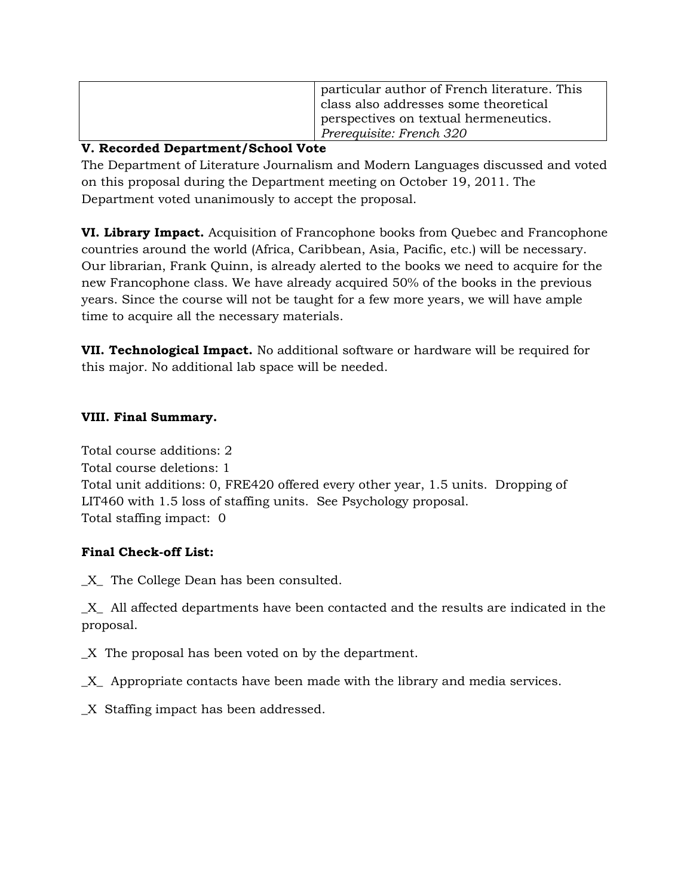| | |
|---|---|
| | particular author of French literature. This class also addresses some theoretical perspectives on textual hermeneutics. *Prerequisite: French 320* |

**V. Recorded Department/School Vote**

The Department of Literature Journalism and Modern Languages discussed and voted on this proposal during the Department meeting on October 19, 2011. The Department voted unanimously to accept the proposal.

**VI. Library Impact.** Acquisition of Francophone books from Quebec and Francophone countries around the world (Africa, Caribbean, Asia, Pacific, etc.) will be necessary. Our librarian, Frank Quinn, is already alerted to the books we need to acquire for the new Francophone class. We have already acquired 50% of the books in the previous years. Since the course will not be taught for a few more years, we will have ample time to acquire all the necessary materials.

**VII. Technological Impact.** No additional software or hardware will be required for this major. No additional lab space will be needed.

**VIII. Final Summary.**

Total course additions: 2
Total course deletions: 1
Total unit additions: 0, FRE420 offered every other year, 1.5 units. Dropping of LIT460 with 1.5 loss of staffing units. See Psychology proposal.
Total staffing impact: 0

**Final Check-off List:**

_X_ The College Dean has been consulted.

_X_ All affected departments have been contacted and the results are indicated in the proposal.

_X The proposal has been voted on by the department.

_X_ Appropriate contacts have been made with the library and media services.

_X Staffing impact has been addressed.